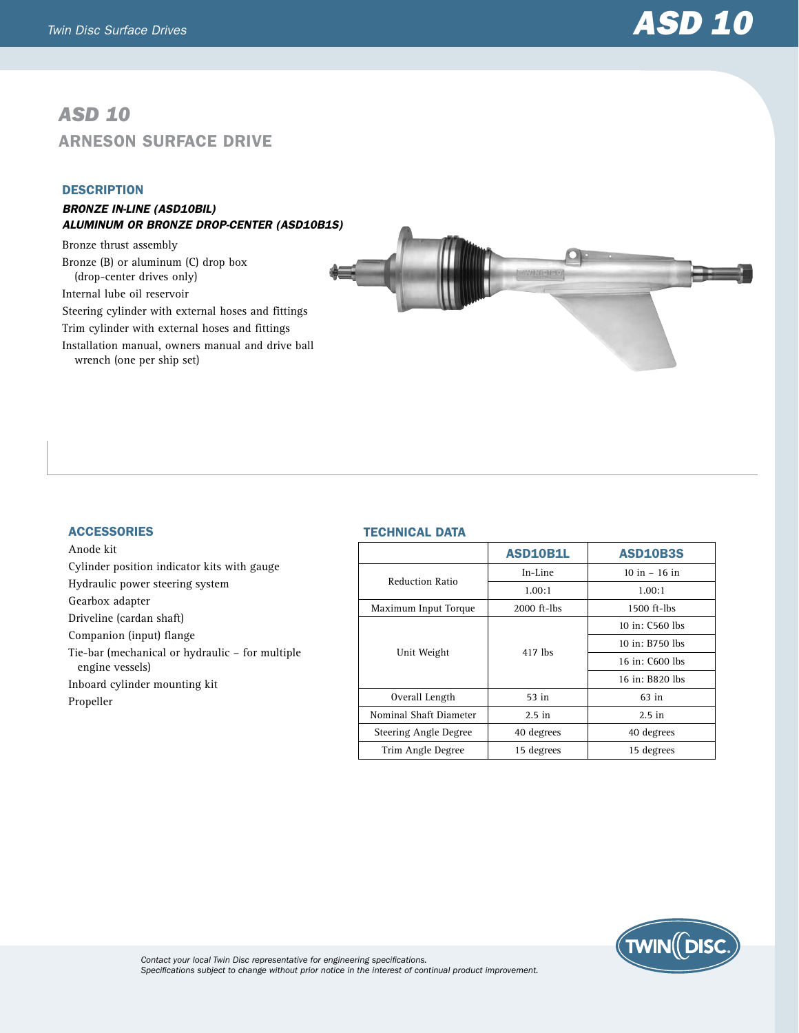# ASD 10

## ARNESON SURFACE DRIVE

### DESCRIPTION

***BRONZE IN-LINE (ASD10BIL)***
***ALUMINUM OR BRONZE DROP-CENTER (ASD10B1S)***

- Bronze thrust assembly
- Bronze (B) or aluminum (C) drop box (drop-center drives only)
- Internal lube oil reservoir
- Steering cylinder with external hoses and fittings
- Trim cylinder with external hoses and fittings
- Installation manual, owners manual and drive ball wrench (one per ship set)

### ACCESSORIES

- Anode kit
- Cylinder position indicator kits with gauge
- Hydraulic power steering system
- Gearbox adapter
- Driveline (cardan shaft)
- Companion (input) flange
- Tie-bar (mechanical or hydraulic – for multiple engine vessels)
- Inboard cylinder mounting kit
- Propeller

### TECHNICAL DATA

| | ASD10B1L | ASD10B3S |
|---|---|---|
| Reduction Ratio | In-Line | 10 in – 16 in |
| | 1.00:1 | 1.00:1 |
| Maximum Input Torque | 2000 ft-lbs | 1500 ft-lbs |
| Unit Weight | 417 lbs | 10 in: C560 lbs |
| | | 10 in: B750 lbs |
| | | 16 in: C600 lbs |
| | | 16 in: B820 lbs |
| Overall Length | 53 in | 63 in |
| Nominal Shaft Diameter | 2.5 in | 2.5 in |
| Steering Angle Degree | 40 degrees | 40 degrees |
| Trim Angle Degree | 15 degrees | 15 degrees |

*Contact your local Twin Disc representative for engineering specifications.*
*Specifications subject to change without prior notice in the interest of continual product improvement.*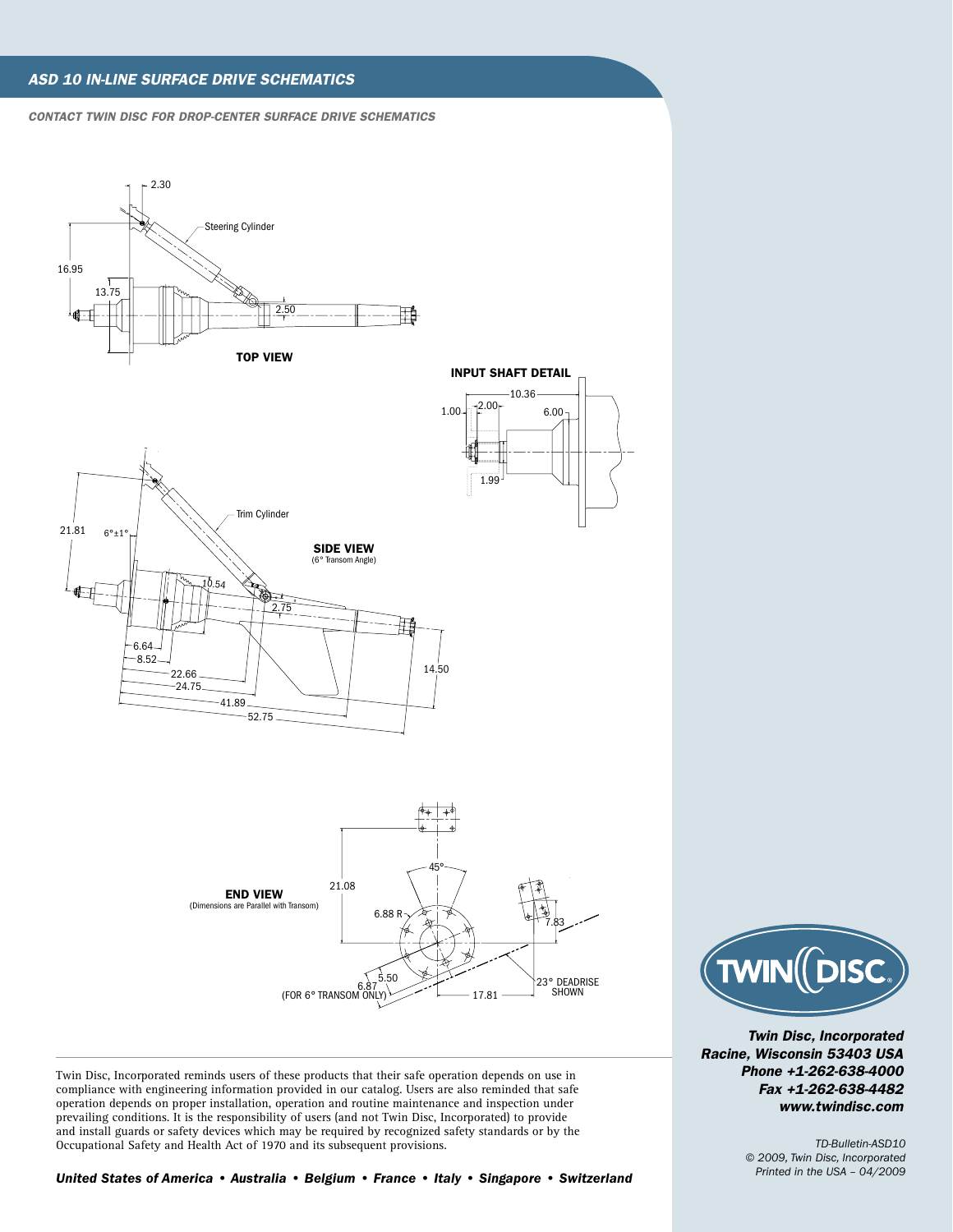## ASD 10 IN-LINE SURFACE DRIVE SCHEMATICS

***CONTACT TWIN DISC FOR DROP-CENTER SURFACE DRIVE SCHEMATICS***

2.30

Steering Cylinder

16.95

13.75

2.50

**TOP VIEW**

**INPUT SHAFT DETAIL**

10.36

1.00

2.00

6.00

1.99

Trim Cylinder

21.81

6°±1°

**SIDE VIEW**
(6° Transom Angle)

10.54

2.75

6.64

8.52

22.66

24.75

41.89

52.75

14.50

**END VIEW**
(Dimensions are Parallel with Transom)

21.08

45°

6.88 R

7.83

5.50

6.87
(FOR 6° TRANSOM ONLY)

17.81

23° DEADRISE SHOWN

Twin Disc, Incorporated reminds users of these products that their safe operation depends on use in compliance with engineering information provided in our catalog. Users are also reminded that safe operation depends on proper installation, operation and routine maintenance and inspection under prevailing conditions. It is the responsibility of users (and not Twin Disc, Incorporated) to provide and install guards or safety devices which may be required by recognized safety standards or by the Occupational Safety and Health Act of 1970 and its subsequent provisions.

***United States of America • Australia • Belgium • France • Italy • Singapore • Switzerland***

***Twin Disc, Incorporated***
***Racine, Wisconsin 53403 USA***
***Phone +1-262-638-4000***
***Fax +1-262-638-4482***
***www.twindisc.com***

*TD-Bulletin-ASD10*
*© 2009, Twin Disc, Incorporated*
*Printed in the USA – 04/2009*